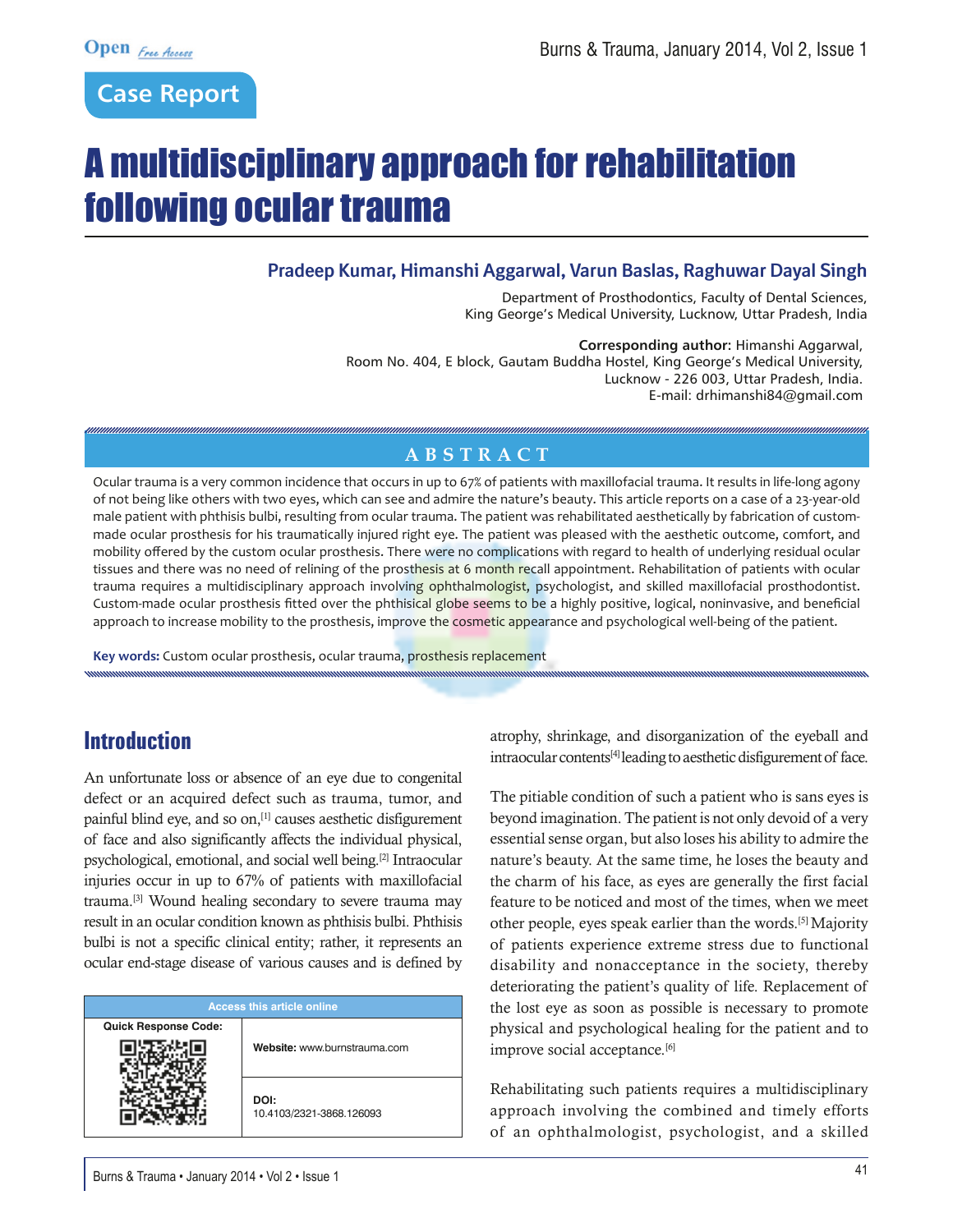Case Report

# A multidisciplinary approach for rehabilitation following ocular trauma

**Pradeep Kumar, Himanshi Aggarwal, Varun Baslas, Raghuwar Dayal Singh**

Department of Prosthodontics, Faculty of Dental Sciences, King George's Medical University, Lucknow, Uttar Pradesh, India

**Corresponding author:** Himanshi Aggarwal, Room No. 404, E block, Gautam Buddha Hostel, King George's Medical University, Lucknow - 226 003, Uttar Pradesh, India. E-mail: drhimanshi84@gmail.com

## ABSTRACT

Ocular trauma is a very common incidence that occurs in up to 67% of patients with maxillofacial trauma. It results in life-long agony of not being like others with two eyes, which can see and admire the nature's beauty. This article reports on a case of a 23-year-old male patient with phthisis bulbi, resulting from ocular trauma. The patient was rehabilitated aesthetically by fabrication of custom-made ocular prosthesis for his traumatically injured right eye. The patient was pleased with the aesthetic outcome, comfort, and mobility offered by the custom ocular prosthesis. There were no complications with regard to health of underlying residual ocular tissues and there was no need of relining of the prosthesis at 6 month recall appointment. Rehabilitation of patients with ocular trauma requires a multidisciplinary approach involving ophthalmologist, psychologist, and skilled maxillofacial prosthodontist. Custom-made ocular prosthesis fitted over the phthisical globe seems to be a highly positive, logical, noninvasive, and beneficial approach to increase mobility to the prosthesis, improve the cosmetic appearance and psychological well-being of the patient.

**Key words:** Custom ocular prosthesis, ocular trauma, prosthesis replacement

## Introduction

An unfortunate loss or absence of an eye due to congenital defect or an acquired defect such as trauma, tumor, and painful blind eye, and so on,[1] causes aesthetic disfigurement of face and also significantly affects the individual physical, psychological, emotional, and social well being.[2] Intraocular injuries occur in up to 67% of patients with maxillofacial trauma.[3] Wound healing secondary to severe trauma may result in an ocular condition known as phthisis bulbi. Phthisis bulbi is not a specific clinical entity; rather, it represents an ocular end-stage disease of various causes and is defined by atrophy, shrinkage, and disorganization of the eyeball and intraocular contents[4] leading to aesthetic disfigurement of face.

The pitiable condition of such a patient who is sans eyes is beyond imagination. The patient is not only devoid of a very essential sense organ, but also loses his ability to admire the nature's beauty. At the same time, he loses the beauty and the charm of his face, as eyes are generally the first facial feature to be noticed and most of the times, when we meet other people, eyes speak earlier than the words.[5] Majority of patients experience extreme stress due to functional disability and nonacceptance in the society, thereby deteriorating the patient's quality of life. Replacement of the lost eye as soon as possible is necessary to promote physical and psychological healing for the patient and to improve social acceptance.[6]

Rehabilitating such patients requires a multidisciplinary approach involving the combined and timely efforts of an ophthalmologist, psychologist, and a skilled

| Access this article online | |
|---|---|
| Quick Response Code: | Website: www.burnstrauma.com |
| | DOI: 10.4103/2321-3868.126093 |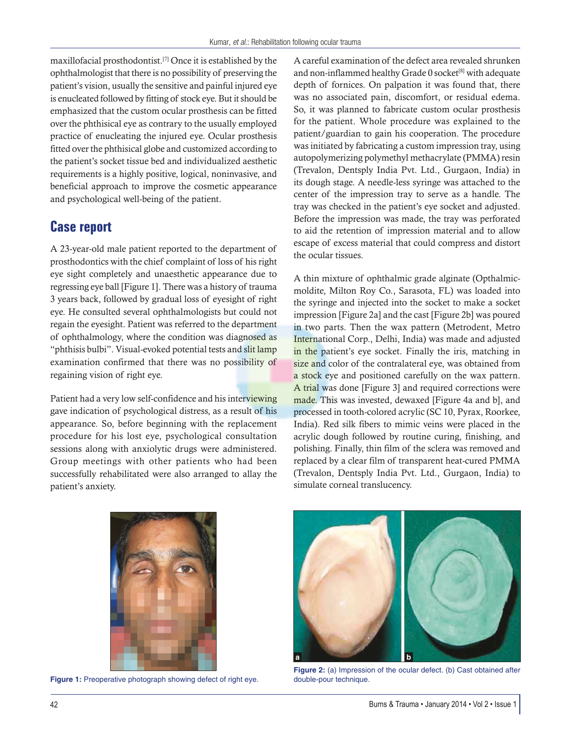maxillofacial prosthodontist.[7] Once it is established by the ophthalmologist that there is no possibility of preserving the patient's vision, usually the sensitive and painful injured eye is enucleated followed by fitting of stock eye. But it should be emphasized that the custom ocular prosthesis can be fitted over the phthisical eye as contrary to the usually employed practice of enucleating the injured eye. Ocular prosthesis fitted over the phthisical globe and customized according to the patient's socket tissue bed and individualized aesthetic requirements is a highly positive, logical, noninvasive, and beneficial approach to improve the cosmetic appearance and psychological well-being of the patient.

## Case report

A 23-year-old male patient reported to the department of prosthodontics with the chief complaint of loss of his right eye sight completely and unaesthetic appearance due to regressing eye ball [Figure 1]. There was a history of trauma 3 years back, followed by gradual loss of eyesight of right eye. He consulted several ophthalmologists but could not regain the eyesight. Patient was referred to the department of ophthalmology, where the condition was diagnosed as "phthisis bulbi". Visual-evoked potential tests and slit lamp examination confirmed that there was no possibility of regaining vision of right eye.

Patient had a very low self-confidence and his interviewing gave indication of psychological distress, as a result of his appearance. So, before beginning with the replacement procedure for his lost eye, psychological consultation sessions along with anxiolytic drugs were administered. Group meetings with other patients who had been successfully rehabilitated were also arranged to allay the patient's anxiety.

A careful examination of the defect area revealed shrunken and non-inflammed healthy Grade 0 socket[8] with adequate depth of fornices. On palpation it was found that, there was no associated pain, discomfort, or residual edema. So, it was planned to fabricate custom ocular prosthesis for the patient. Whole procedure was explained to the patient/guardian to gain his cooperation. The procedure was initiated by fabricating a custom impression tray, using autopolymerizing polymethyl methacrylate (PMMA) resin (Trevalon, Dentsply India Pvt. Ltd., Gurgaon, India) in its dough stage. A needle-less syringe was attached to the center of the impression tray to serve as a handle. The tray was checked in the patient's eye socket and adjusted. Before the impression was made, the tray was perforated to aid the retention of impression material and to allow escape of excess material that could compress and distort the ocular tissues.

A thin mixture of ophthalmic grade alginate (Opthalmic-moldite, Milton Roy Co., Sarasota, FL) was loaded into the syringe and injected into the socket to make a socket impression [Figure 2a] and the cast [Figure 2b] was poured in two parts. Then the wax pattern (Metrodent, Metro International Corp., Delhi, India) was made and adjusted in the patient's eye socket. Finally the iris, matching in size and color of the contralateral eye, was obtained from a stock eye and positioned carefully on the wax pattern. A trial was done [Figure 3] and required corrections were made. This was invested, dewaxed [Figure 4a and b], and processed in tooth-colored acrylic (SC 10, Pyrax, Roorkee, India). Red silk fibers to mimic veins were placed in the acrylic dough followed by routine curing, finishing, and polishing. Finally, thin film of the sclera was removed and replaced by a clear film of transparent heat-cured PMMA (Trevalon, Dentsply India Pvt. Ltd., Gurgaon, India) to simulate corneal translucency.

**Figure 1:** Preoperative photograph showing defect of right eye.

**Figure 2:** (a) Impression of the ocular defect. (b) Cast obtained after double-pour technique.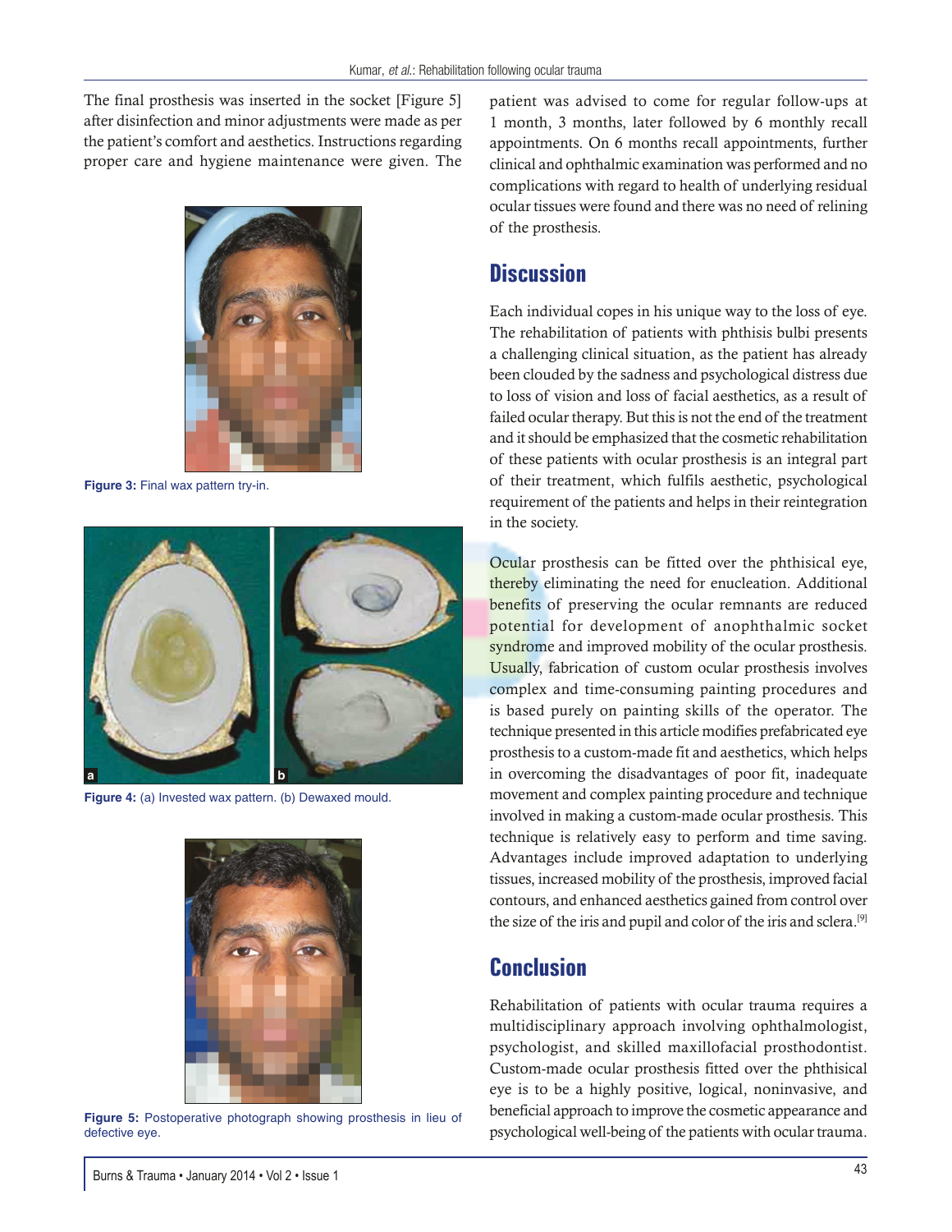The final prosthesis was inserted in the socket [Figure 5] after disinfection and minor adjustments were made as per the patient's comfort and aesthetics. Instructions regarding proper care and hygiene maintenance were given. The patient was advised to come for regular follow-ups at 1 month, 3 months, later followed by 6 monthly recall appointments. On 6 months recall appointments, further clinical and ophthalmic examination was performed and no complications with regard to health of underlying residual ocular tissues were found and there was no need of relining of the prosthesis.

Figure 3: Final wax pattern try-in.

Figure 4: (a) Invested wax pattern. (b) Dewaxed mould.

Figure 5: Postoperative photograph showing prosthesis in lieu of defective eye.

## Discussion

Each individual copes in his unique way to the loss of eye. The rehabilitation of patients with phthisis bulbi presents a challenging clinical situation, as the patient has already been clouded by the sadness and psychological distress due to loss of vision and loss of facial aesthetics, as a result of failed ocular therapy. But this is not the end of the treatment and it should be emphasized that the cosmetic rehabilitation of these patients with ocular prosthesis is an integral part of their treatment, which fulfils aesthetic, psychological requirement of the patients and helps in their reintegration in the society.

Ocular prosthesis can be fitted over the phthisical eye, thereby eliminating the need for enucleation. Additional benefits of preserving the ocular remnants are reduced potential for development of anophthalmic socket syndrome and improved mobility of the ocular prosthesis. Usually, fabrication of custom ocular prosthesis involves complex and time-consuming painting procedures and is based purely on painting skills of the operator. The technique presented in this article modifies prefabricated eye prosthesis to a custom-made fit and aesthetics, which helps in overcoming the disadvantages of poor fit, inadequate movement and complex painting procedure and technique involved in making a custom-made ocular prosthesis. This technique is relatively easy to perform and time saving. Advantages include improved adaptation to underlying tissues, increased mobility of the prosthesis, improved facial contours, and enhanced aesthetics gained from control over the size of the iris and pupil and color of the iris and sclera.[9]

## Conclusion

Rehabilitation of patients with ocular trauma requires a multidisciplinary approach involving ophthalmologist, psychologist, and skilled maxillofacial prosthodontist. Custom-made ocular prosthesis fitted over the phthisical eye is to be a highly positive, logical, noninvasive, and beneficial approach to improve the cosmetic appearance and psychological well-being of the patients with ocular trauma.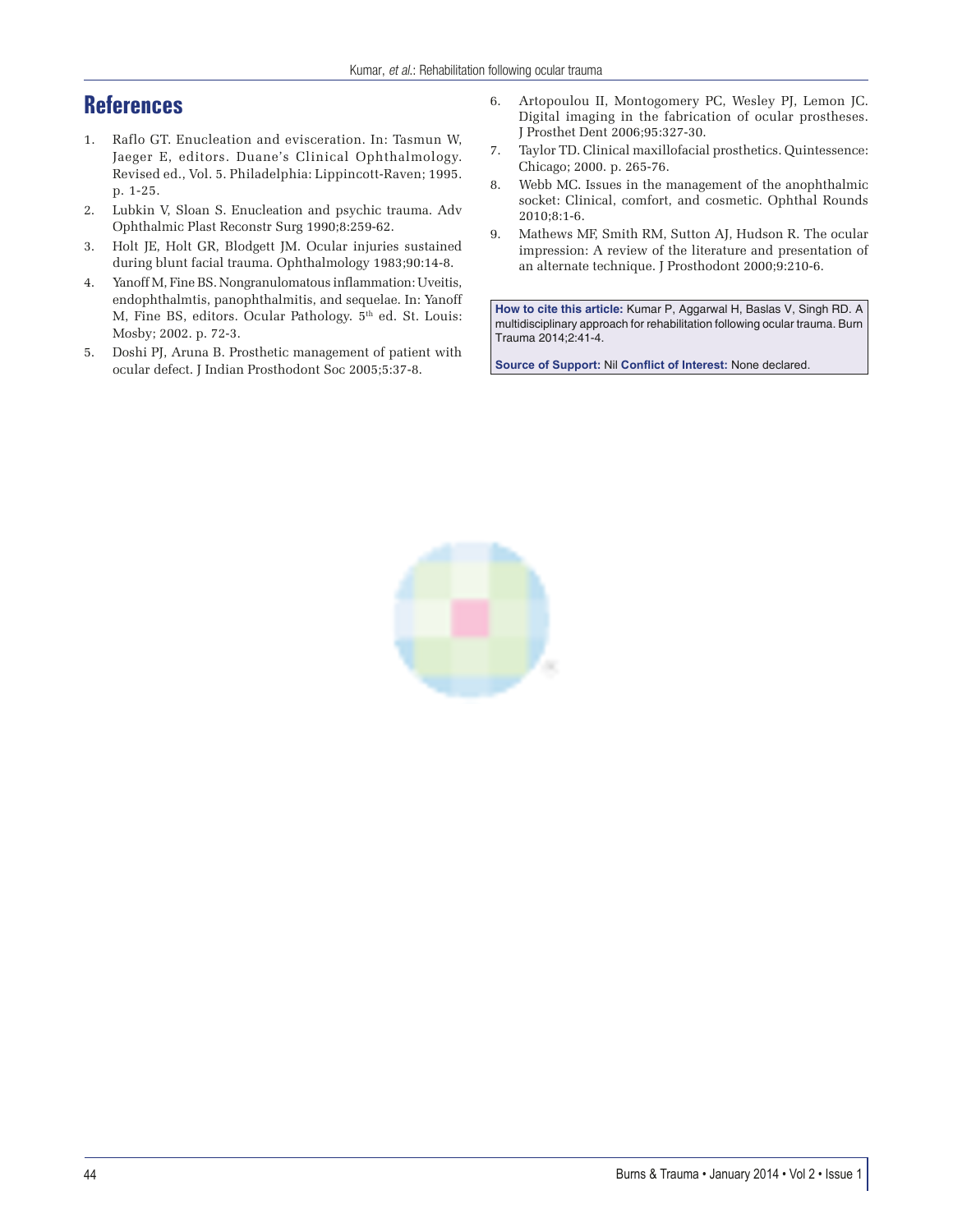## References

1. Raflo GT. Enucleation and evisceration. In: Tasmun W, Jaeger E, editors. Duane's Clinical Ophthalmology. Revised ed., Vol. 5. Philadelphia: Lippincott-Raven; 1995. p. 1-25.
2. Lubkin V, Sloan S. Enucleation and psychic trauma. Adv Ophthalmic Plast Reconstr Surg 1990;8:259-62.
3. Holt JE, Holt GR, Blodgett JM. Ocular injuries sustained during blunt facial trauma. Ophthalmology 1983;90:14-8.
4. Yanoff M, Fine BS. Nongranulomatous inflammation: Uveitis, endophthalmtis, panophthalmitis, and sequelae. In: Yanoff M, Fine BS, editors. Ocular Pathology. 5th ed. St. Louis: Mosby; 2002. p. 72-3.
5. Doshi PJ, Aruna B. Prosthetic management of patient with ocular defect. J Indian Prosthodont Soc 2005;5:37-8.
6. Artopoulou II, Montogomery PC, Wesley PJ, Lemon JC. Digital imaging in the fabrication of ocular prostheses. J Prosthet Dent 2006;95:327-30.
7. Taylor TD. Clinical maxillofacial prosthetics. Quintessence: Chicago; 2000. p. 265-76.
8. Webb MC. Issues in the management of the anophthalmic socket: Clinical, comfort, and cosmetic. Ophthal Rounds 2010;8:1-6.
9. Mathews MF, Smith RM, Sutton AJ, Hudson R. The ocular impression: A review of the literature and presentation of an alternate technique. J Prosthodont 2000;9:210-6.

**How to cite this article:** Kumar P, Aggarwal H, Baslas V, Singh RD. A multidisciplinary approach for rehabilitation following ocular trauma. Burn Trauma 2014;2:41-4.

**Source of Support:** Nil **Conflict of Interest:** None declared.